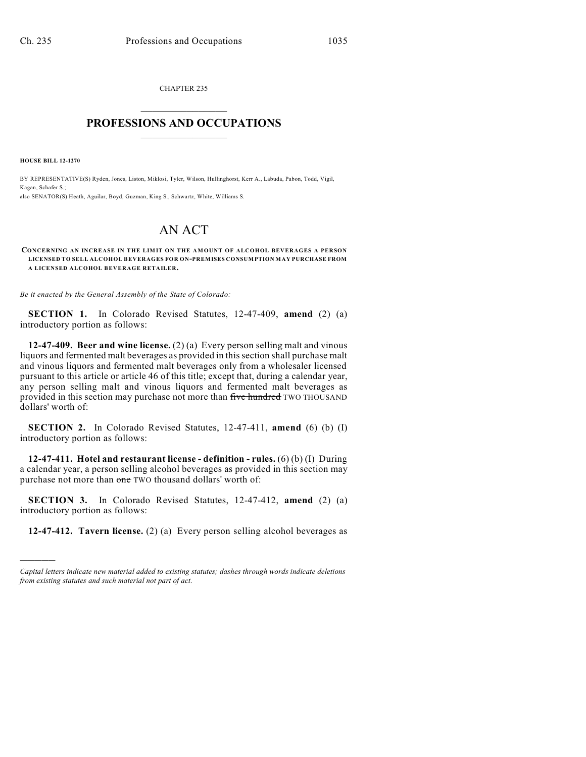CHAPTER 235

# PROFESSIONS AND OCCUPATIONS

**HOUSE BILL 12-1270**

BY REPRESENTATIVE(S) Ryden, Jones, Liston, Miklosi, Tyler, Wilson, Hullinghorst, Kerr A., Labuda, Pabon, Todd, Vigil, Kagan, Schafer S.;
also SENATOR(S) Heath, Aguilar, Boyd, Guzman, King S., Schwartz, White, Williams S.

# AN ACT

**CONCERNING AN INCREASE IN THE LIMIT ON THE AMOUNT OF ALCOHOL BEVERAGES A PERSON LICENSED TO SELL ALCOHOL BEVERAGES FOR ON-PREMISES CONSUMPTION MAY PURCHASE FROM A LICENSED ALCOHOL BEVERAGE RETAILER.**

*Be it enacted by the General Assembly of the State of Colorado:*

**SECTION 1.** In Colorado Revised Statutes, 12-47-409, **amend** (2) (a) introductory portion as follows:

**12-47-409. Beer and wine license.** (2) (a) Every person selling malt and vinous liquors and fermented malt beverages as provided in this section shall purchase malt and vinous liquors and fermented malt beverages only from a wholesaler licensed pursuant to this article or article 46 of this title; except that, during a calendar year, any person selling malt and vinous liquors and fermented malt beverages as provided in this section may purchase not more than ~~five hundred~~ TWO THOUSAND dollars' worth of:

**SECTION 2.** In Colorado Revised Statutes, 12-47-411, **amend** (6) (b) (I) introductory portion as follows:

**12-47-411. Hotel and restaurant license - definition - rules.** (6) (b) (I) During a calendar year, a person selling alcohol beverages as provided in this section may purchase not more than ~~one~~ TWO thousand dollars' worth of:

**SECTION 3.** In Colorado Revised Statutes, 12-47-412, **amend** (2) (a) introductory portion as follows:

**12-47-412. Tavern license.** (2) (a) Every person selling alcohol beverages as

---

*Capital letters indicate new material added to existing statutes; dashes through words indicate deletions from existing statutes and such material not part of act.*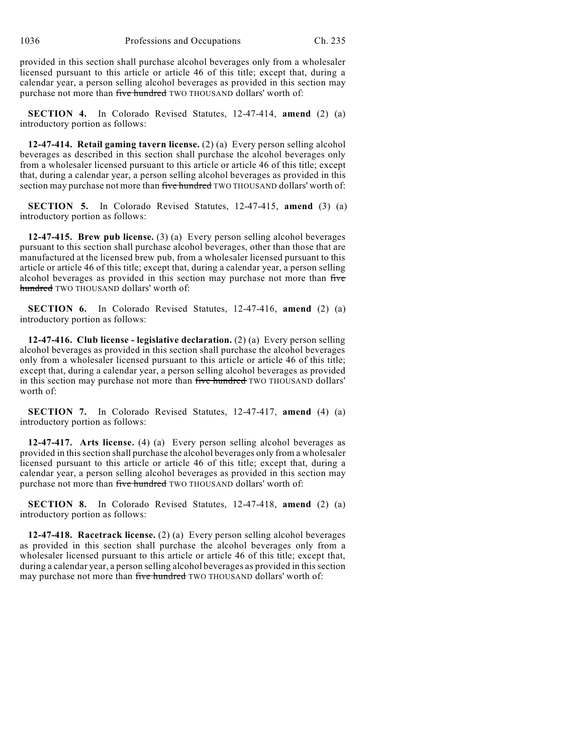provided in this section shall purchase alcohol beverages only from a wholesaler licensed pursuant to this article or article 46 of this title; except that, during a calendar year, a person selling alcohol beverages as provided in this section may purchase not more than ~~five hundred~~ TWO THOUSAND dollars' worth of:

**SECTION 4.** In Colorado Revised Statutes, 12-47-414, **amend** (2) (a) introductory portion as follows:

**12-47-414. Retail gaming tavern license.** (2) (a) Every person selling alcohol beverages as described in this section shall purchase the alcohol beverages only from a wholesaler licensed pursuant to this article or article 46 of this title; except that, during a calendar year, a person selling alcohol beverages as provided in this section may purchase not more than ~~five hundred~~ TWO THOUSAND dollars' worth of:

**SECTION 5.** In Colorado Revised Statutes, 12-47-415, **amend** (3) (a) introductory portion as follows:

**12-47-415. Brew pub license.** (3) (a) Every person selling alcohol beverages pursuant to this section shall purchase alcohol beverages, other than those that are manufactured at the licensed brew pub, from a wholesaler licensed pursuant to this article or article 46 of this title; except that, during a calendar year, a person selling alcohol beverages as provided in this section may purchase not more than ~~five hundred~~ TWO THOUSAND dollars' worth of:

**SECTION 6.** In Colorado Revised Statutes, 12-47-416, **amend** (2) (a) introductory portion as follows:

**12-47-416. Club license - legislative declaration.** (2) (a) Every person selling alcohol beverages as provided in this section shall purchase the alcohol beverages only from a wholesaler licensed pursuant to this article or article 46 of this title; except that, during a calendar year, a person selling alcohol beverages as provided in this section may purchase not more than ~~five hundred~~ TWO THOUSAND dollars' worth of:

**SECTION 7.** In Colorado Revised Statutes, 12-47-417, **amend** (4) (a) introductory portion as follows:

**12-47-417. Arts license.** (4) (a) Every person selling alcohol beverages as provided in this section shall purchase the alcohol beverages only from a wholesaler licensed pursuant to this article or article 46 of this title; except that, during a calendar year, a person selling alcohol beverages as provided in this section may purchase not more than ~~five hundred~~ TWO THOUSAND dollars' worth of:

**SECTION 8.** In Colorado Revised Statutes, 12-47-418, **amend** (2) (a) introductory portion as follows:

**12-47-418. Racetrack license.** (2) (a) Every person selling alcohol beverages as provided in this section shall purchase the alcohol beverages only from a wholesaler licensed pursuant to this article or article 46 of this title; except that, during a calendar year, a person selling alcohol beverages as provided in this section may purchase not more than ~~five hundred~~ TWO THOUSAND dollars' worth of: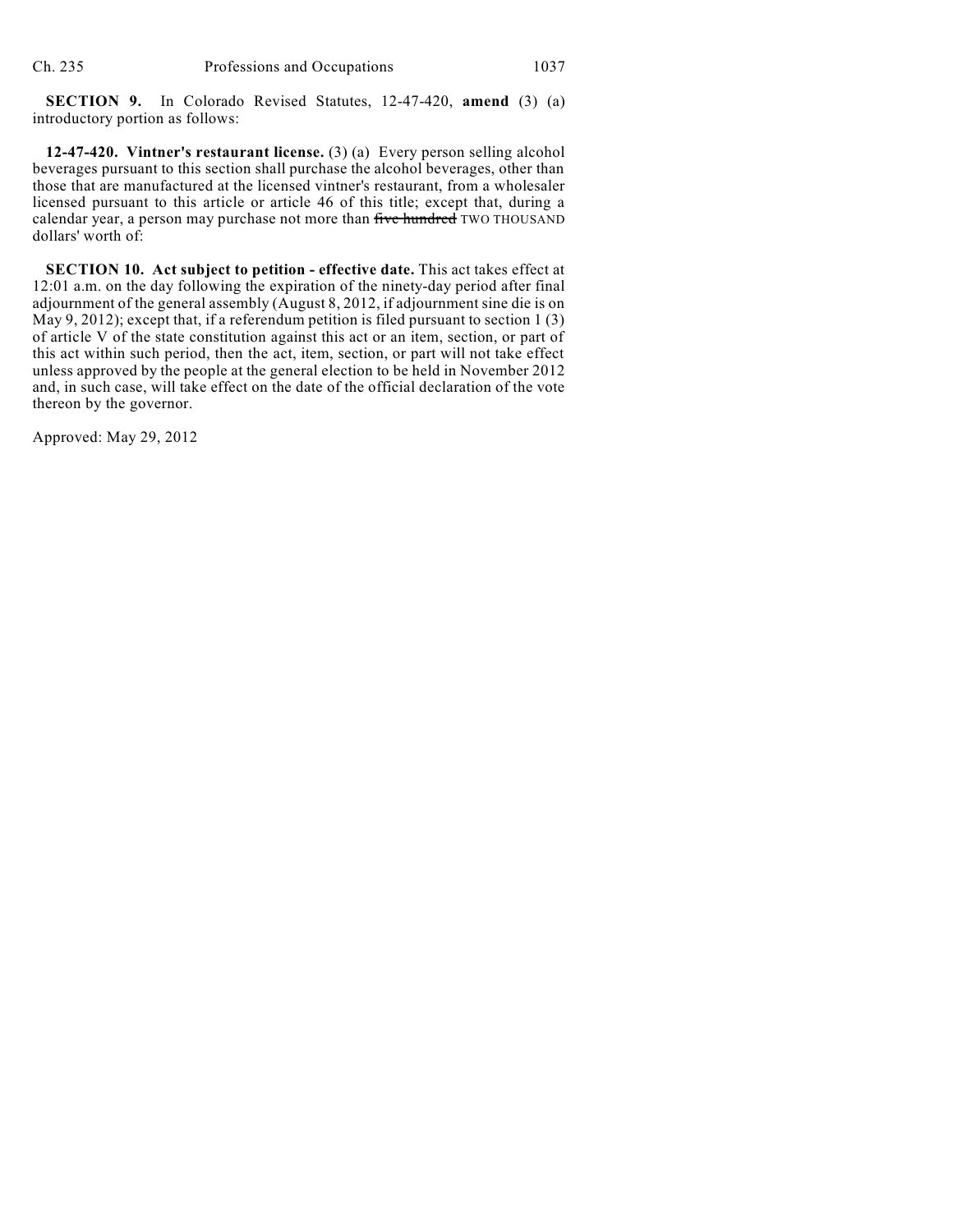**SECTION 9.** In Colorado Revised Statutes, 12-47-420, **amend** (3) (a) introductory portion as follows:

**12-47-420. Vintner's restaurant license.** (3) (a) Every person selling alcohol beverages pursuant to this section shall purchase the alcohol beverages, other than those that are manufactured at the licensed vintner's restaurant, from a wholesaler licensed pursuant to this article or article 46 of this title; except that, during a calendar year, a person may purchase not more than ~~five hundred~~ TWO THOUSAND dollars' worth of:

**SECTION 10. Act subject to petition - effective date.** This act takes effect at 12:01 a.m. on the day following the expiration of the ninety-day period after final adjournment of the general assembly (August 8, 2012, if adjournment sine die is on May 9, 2012); except that, if a referendum petition is filed pursuant to section 1 (3) of article V of the state constitution against this act or an item, section, or part of this act within such period, then the act, item, section, or part will not take effect unless approved by the people at the general election to be held in November 2012 and, in such case, will take effect on the date of the official declaration of the vote thereon by the governor.

Approved: May 29, 2012